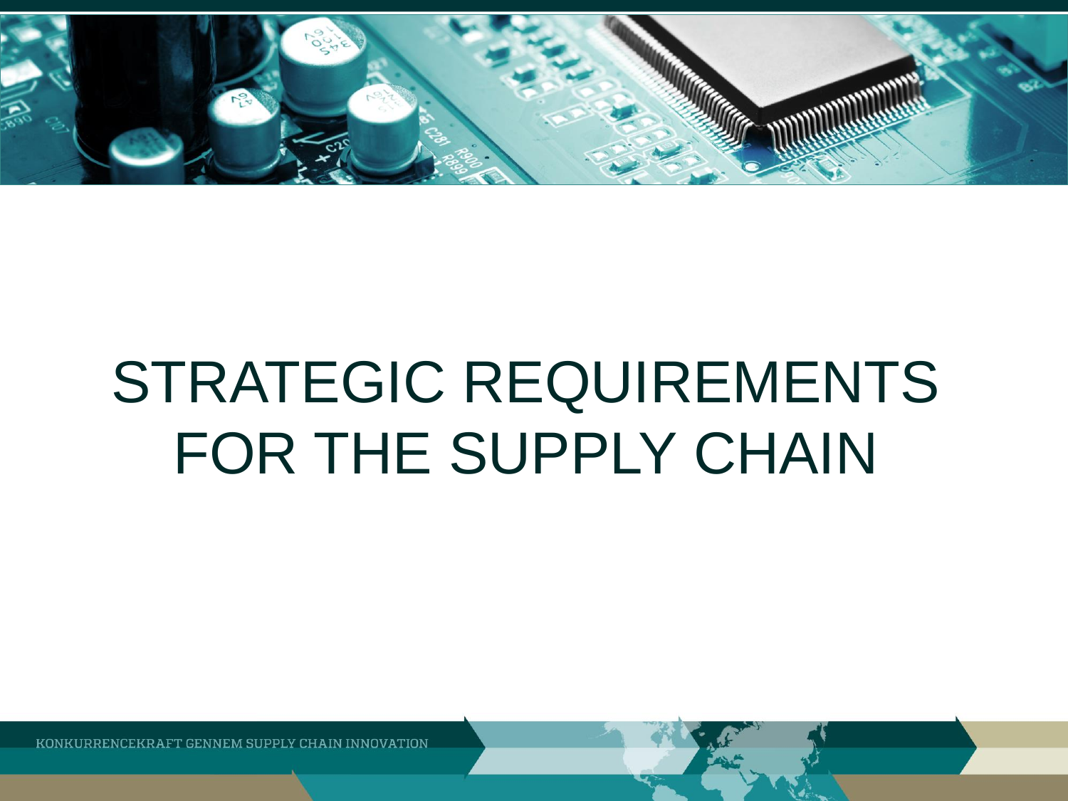# STRATEGIC REQUIREMENTS FOR THE SUPPLY CHAIN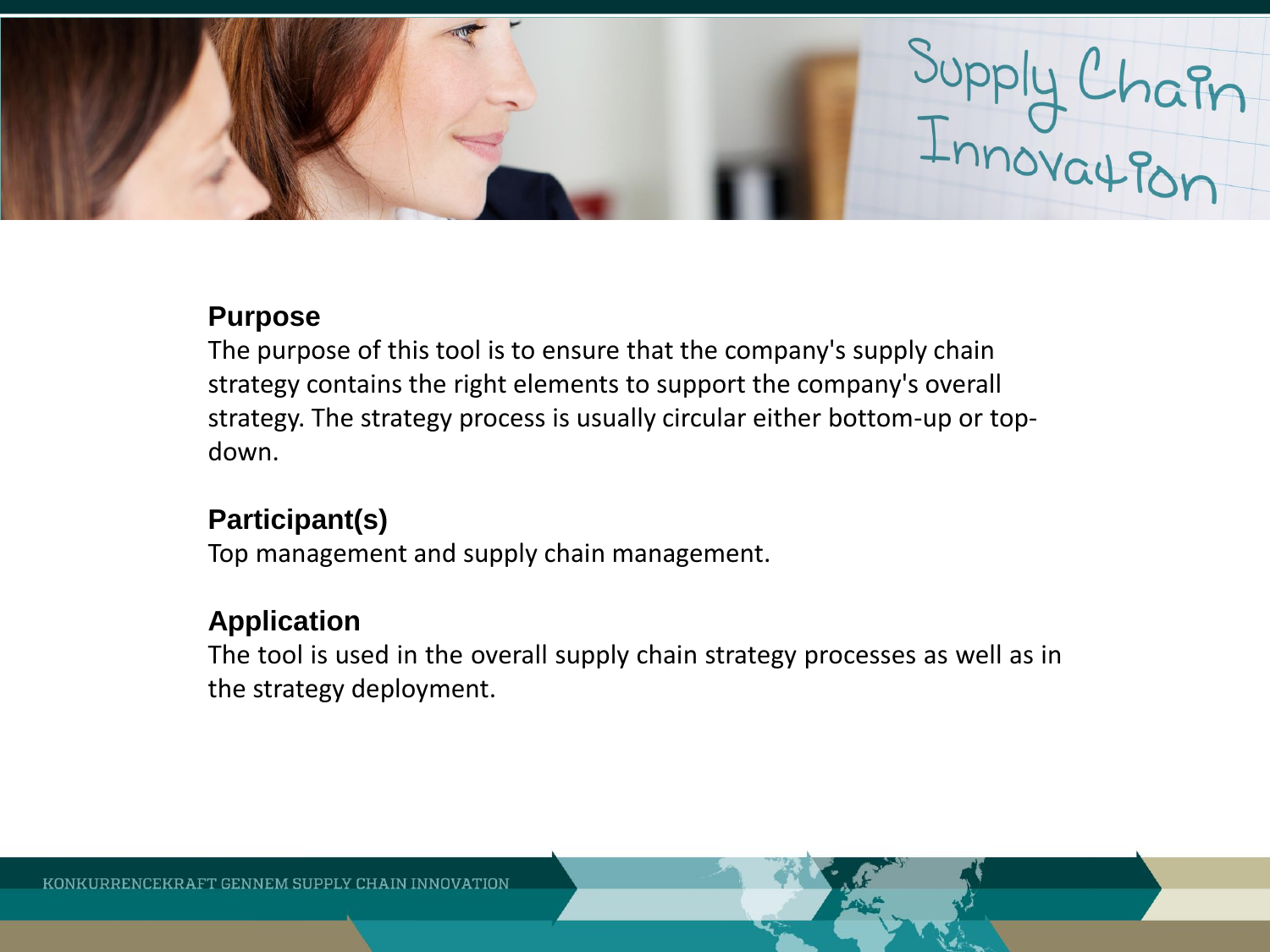## Purpose

The purpose of this tool is to ensure that the company's supply chain strategy contains the right elements to support the company's overall strategy. The strategy process is usually circular either bottom-up or top-down.

## Participant(s)

Top management and supply chain management.

## Application

The tool is used in the overall supply chain strategy processes as well as in the strategy deployment.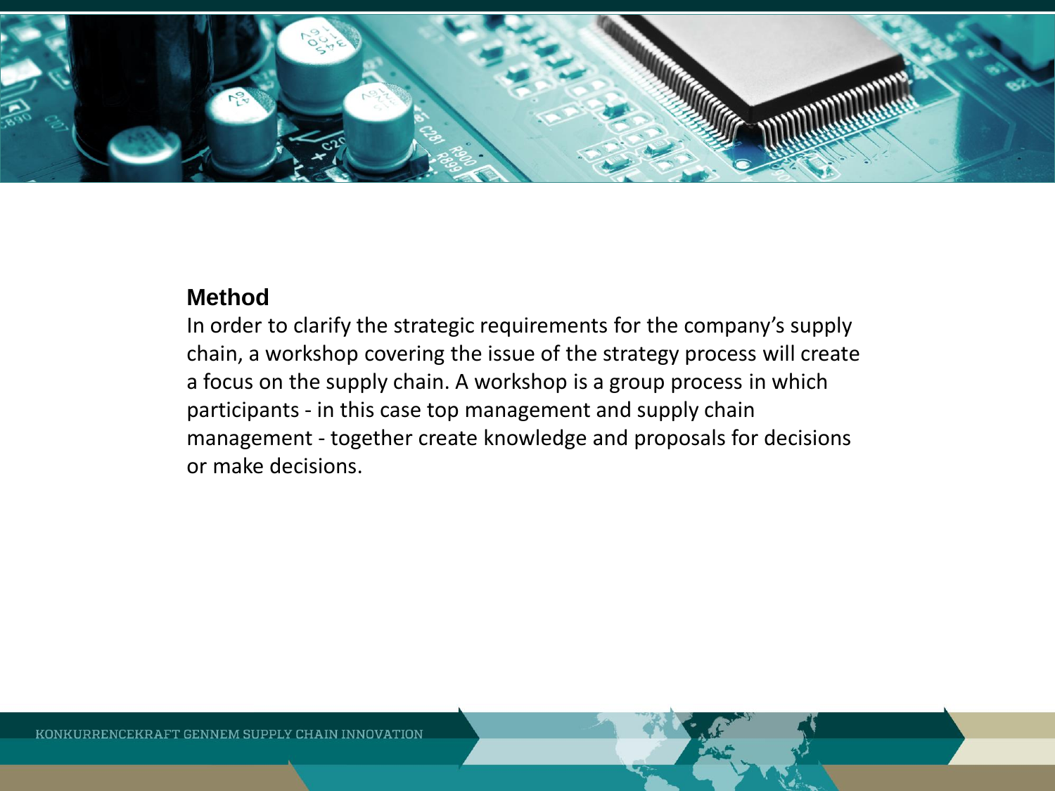## Method

In order to clarify the strategic requirements for the company's supply chain, a workshop covering the issue of the strategy process will create a focus on the supply chain. A workshop is a group process in which participants - in this case top management and supply chain management - together create knowledge and proposals for decisions or make decisions.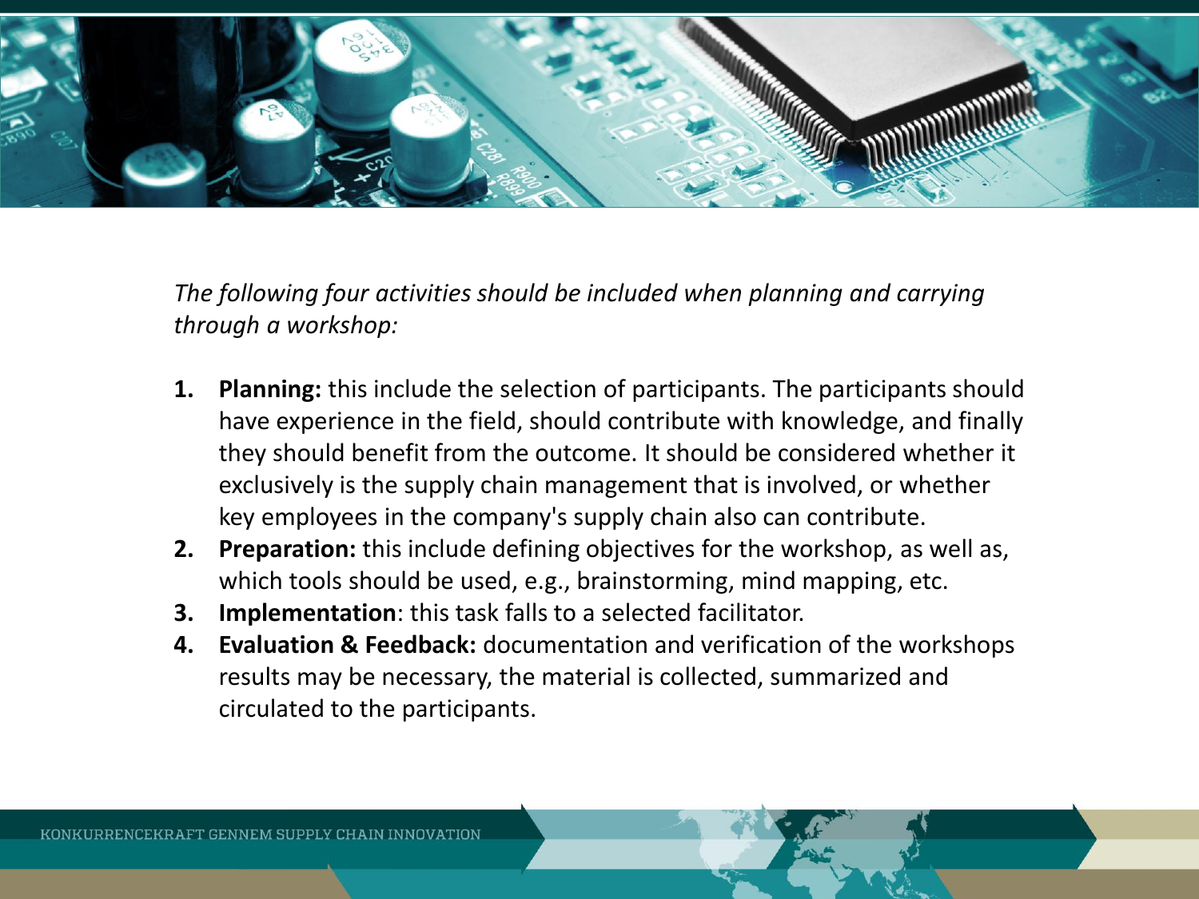*The following four activities should be included when planning and carrying through a workshop:*

1. **Planning:** this include the selection of participants. The participants should have experience in the field, should contribute with knowledge, and finally they should benefit from the outcome. It should be considered whether it exclusively is the supply chain management that is involved, or whether key employees in the company's supply chain also can contribute.
2. **Preparation:** this include defining objectives for the workshop, as well as, which tools should be used, e.g., brainstorming, mind mapping, etc.
3. **Implementation**: this task falls to a selected facilitator.
4. **Evaluation & Feedback:** documentation and verification of the workshops results may be necessary, the material is collected, summarized and circulated to the participants.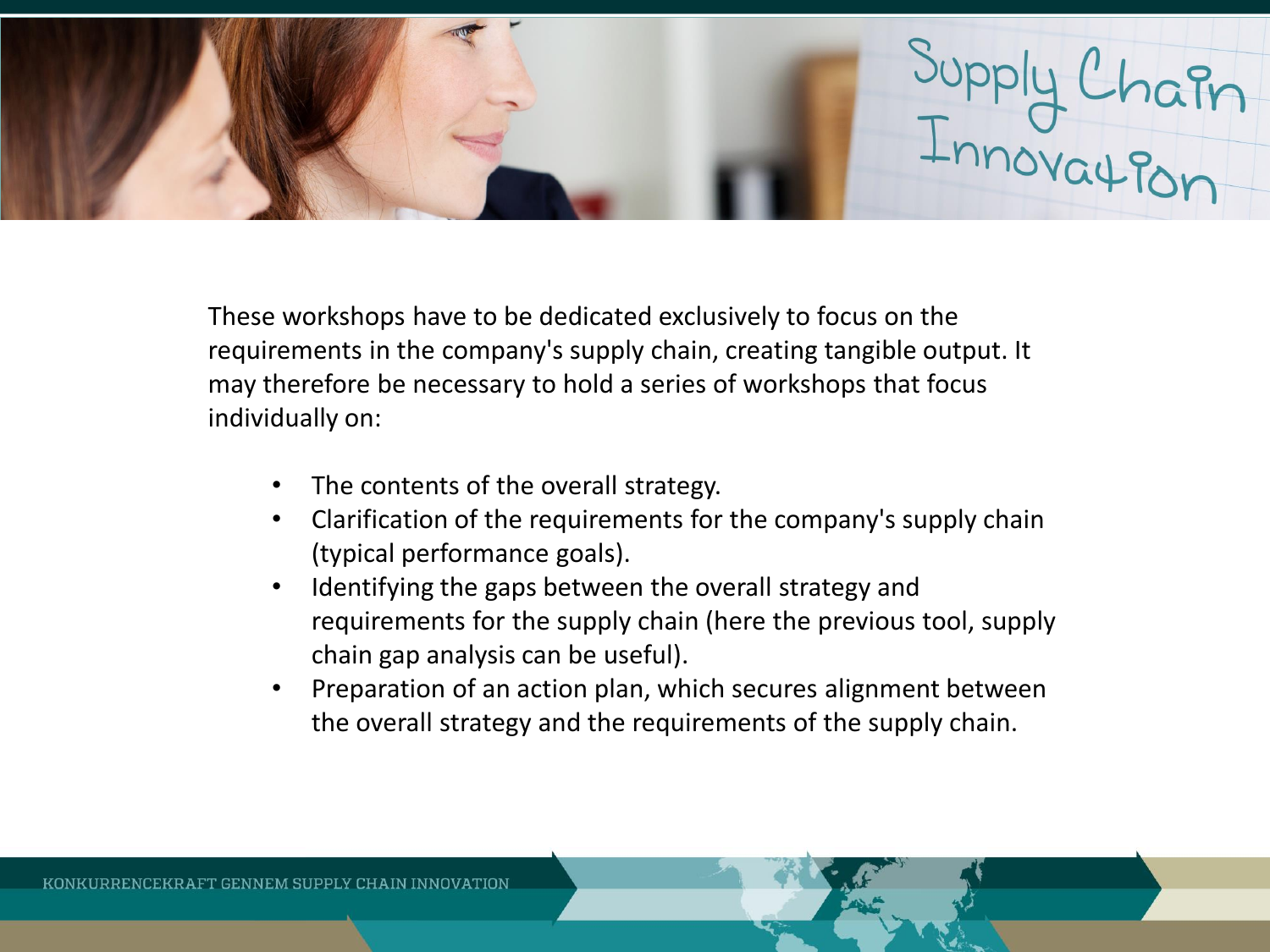These workshops have to be dedicated exclusively to focus on the requirements in the company's supply chain, creating tangible output. It may therefore be necessary to hold a series of workshops that focus individually on:

- The contents of the overall strategy.
- Clarification of the requirements for the company's supply chain (typical performance goals).
- Identifying the gaps between the overall strategy and requirements for the supply chain (here the previous tool, supply chain gap analysis can be useful).
- Preparation of an action plan, which secures alignment between the overall strategy and the requirements of the supply chain.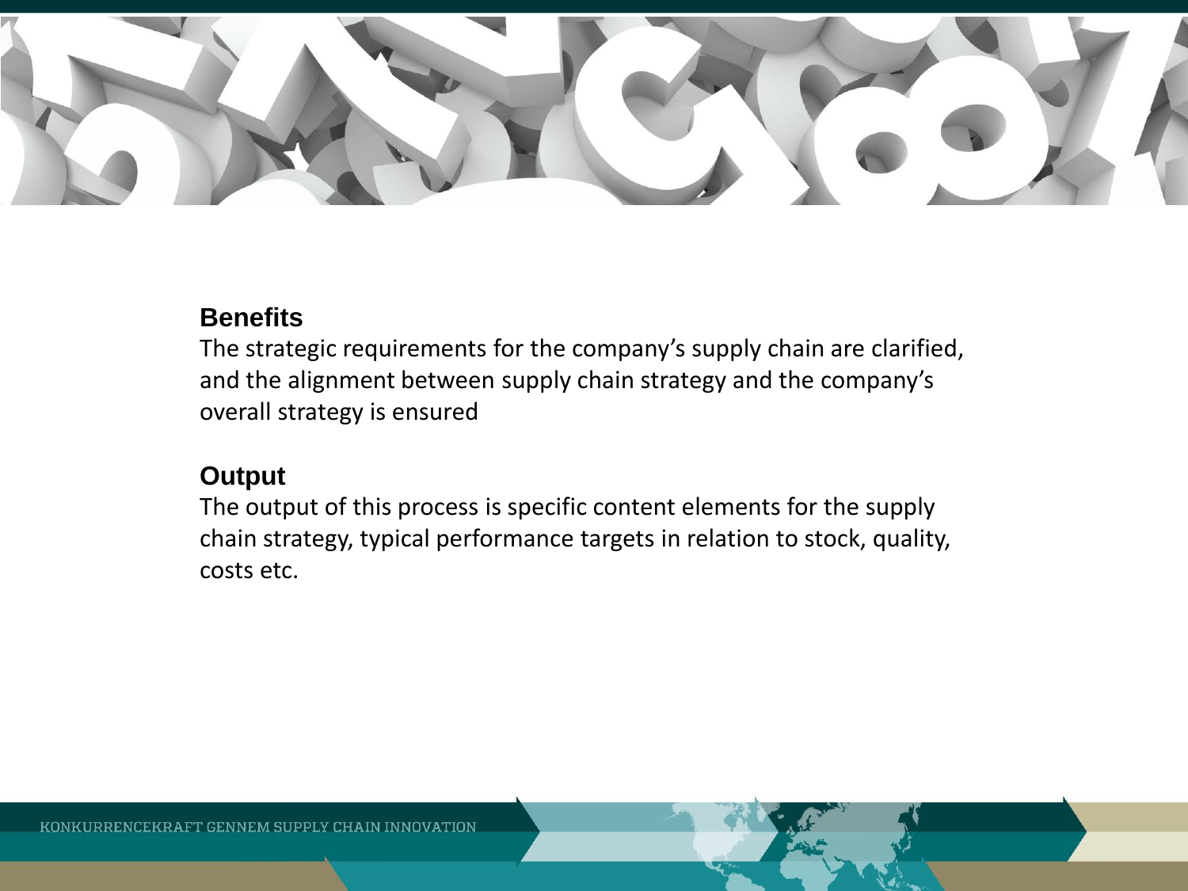**Benefits**

The strategic requirements for the company's supply chain are clarified, and the alignment between supply chain strategy and the company's overall strategy is ensured

**Output**

The output of this process is specific content elements for the supply chain strategy, typical performance targets in relation to stock, quality, costs etc.